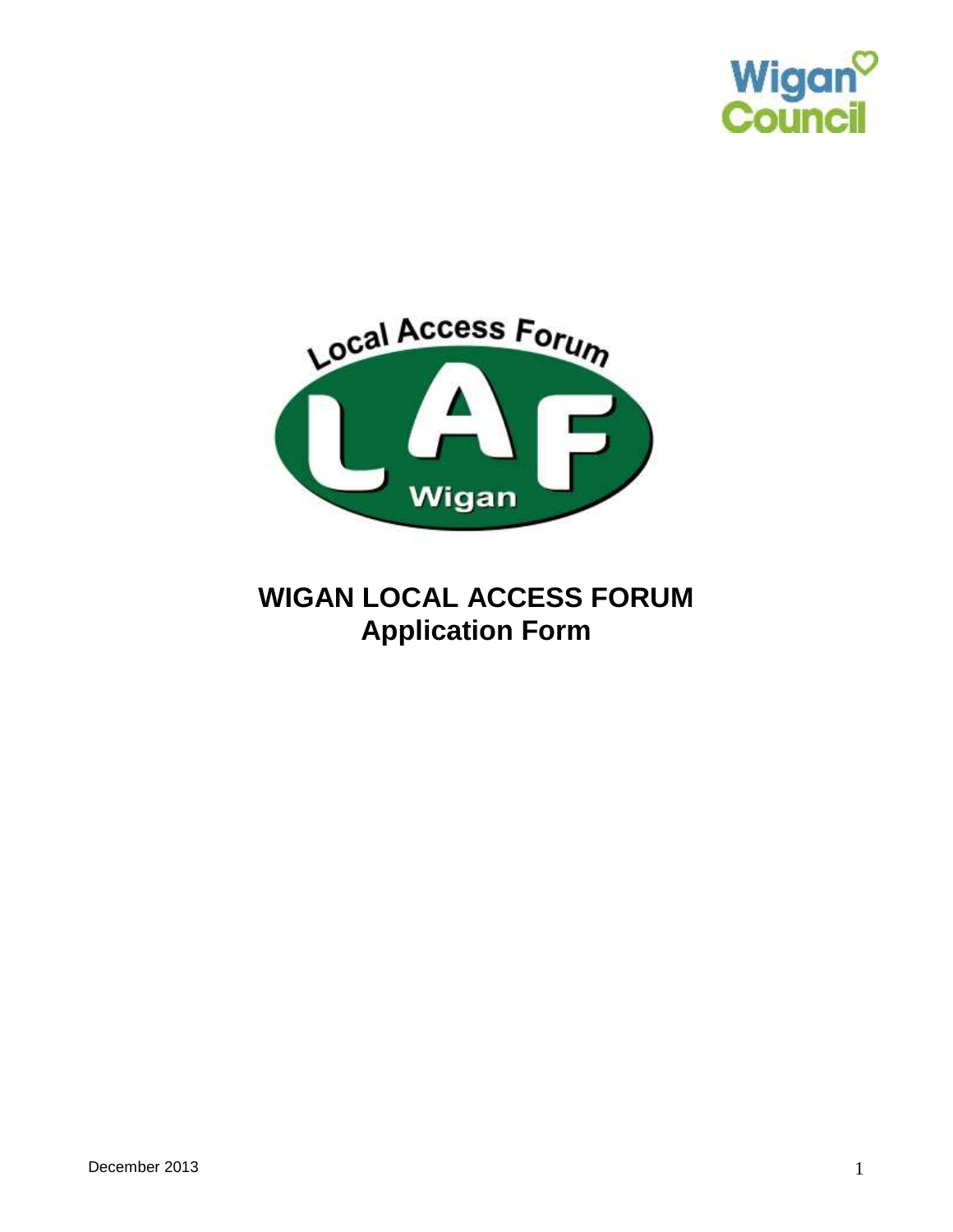# WIGAN LOCAL ACCESS FORUM
## Application Form

December 2013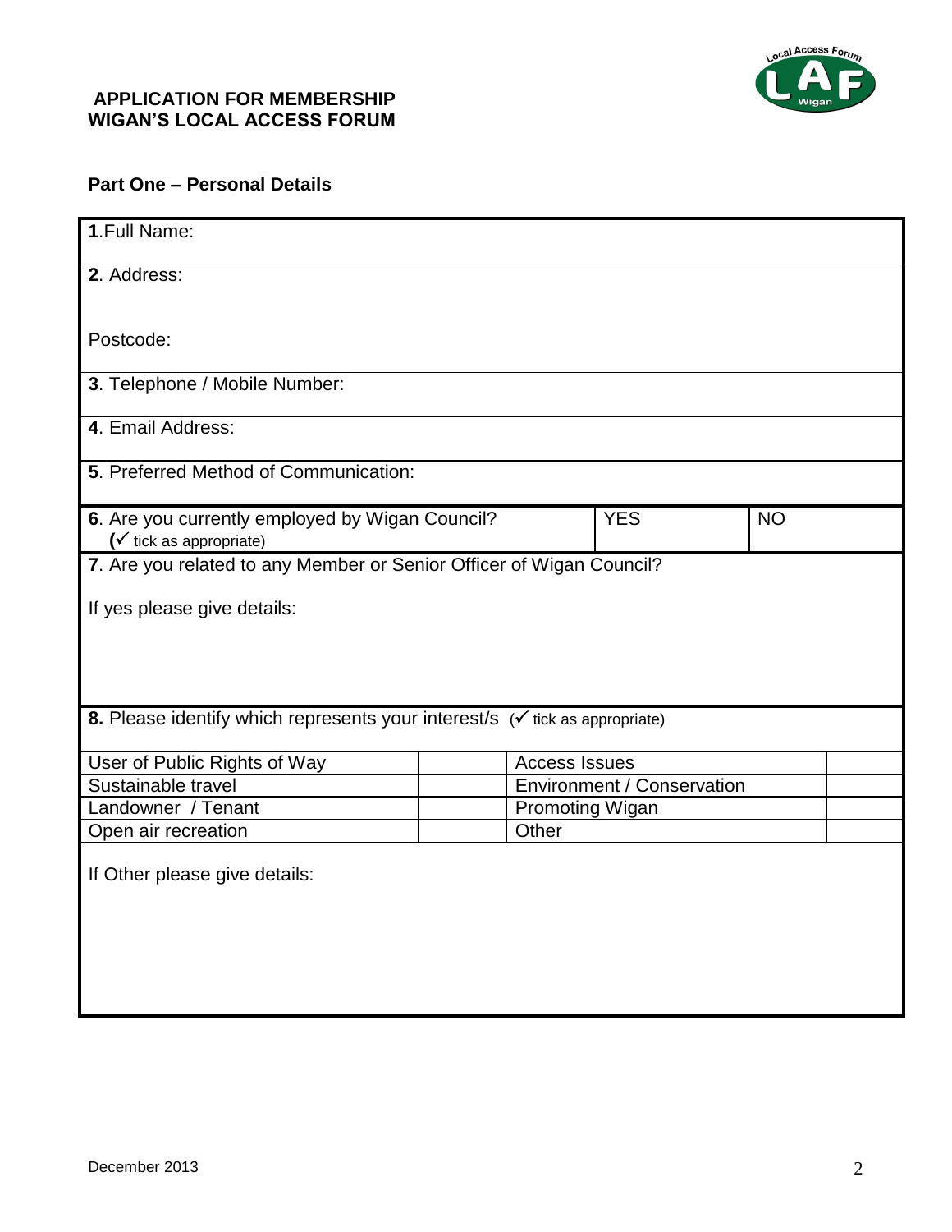**APPLICATION FOR MEMBERSHIP**
**WIGAN'S LOCAL ACCESS FORUM**

## Part One – Personal Details

**1**.Full Name:

**2**. Address:

Postcode:

**3**. Telephone / Mobile Number:

**4**. Email Address:

**5**. Preferred Method of Communication:

| **6**. Are you currently employed by Wigan Council? (✓ tick as appropriate) | YES | NO |
|---|---|---|

**7**. Are you related to any Member or Senior Officer of Wigan Council?

If yes please give details:

**8.** Please identify which represents your interest/s (✓ tick as appropriate)

| | | | |
|---|---|---|---|
| User of Public Rights of Way | | Access Issues | |
| Sustainable travel | | Environment / Conservation | |
| Landowner / Tenant | | Promoting Wigan | |
| Open air recreation | | Other | |

If Other please give details:

December 2013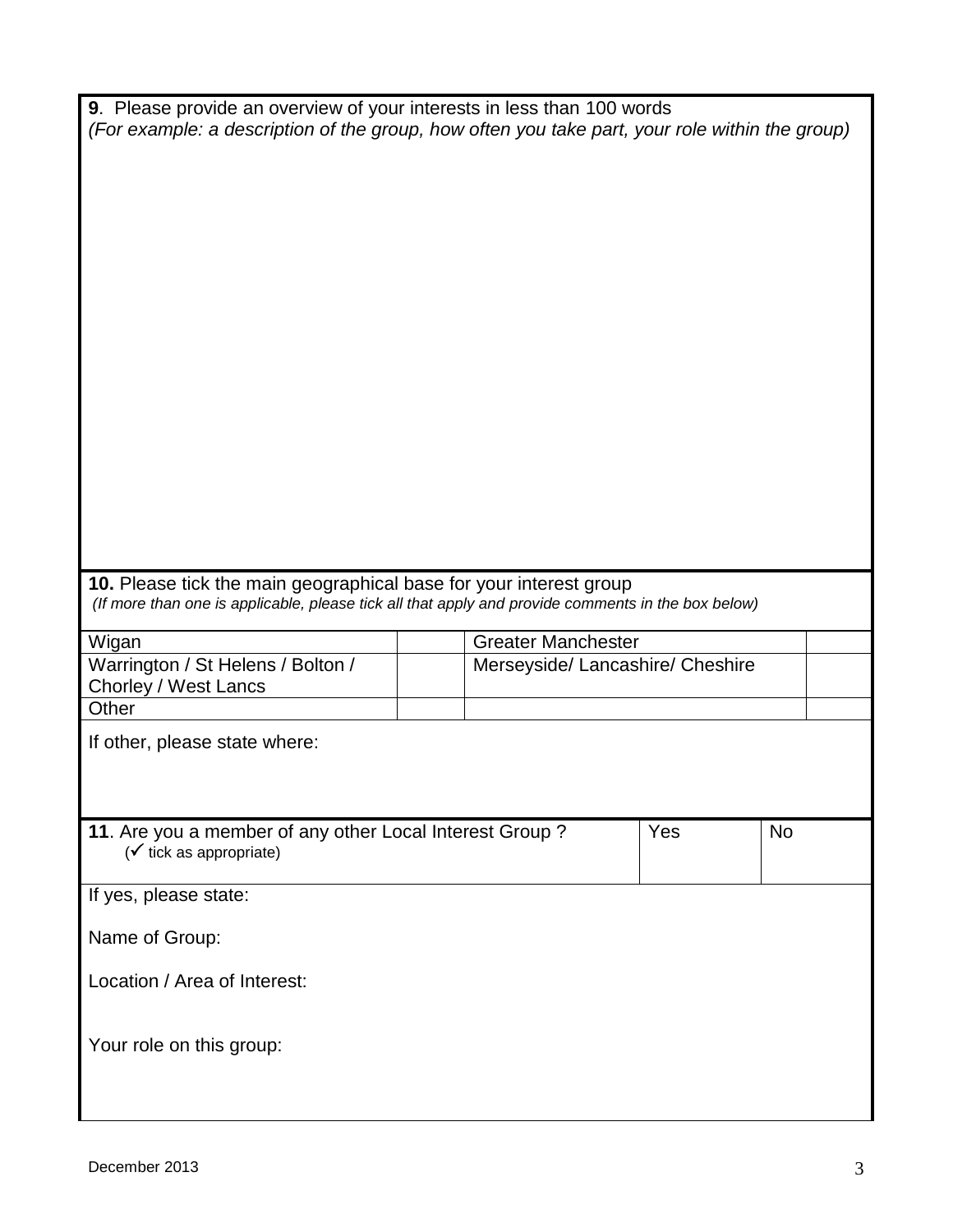**9**. Please provide an overview of your interests in less than 100 words
*(For example: a description of the group, how often you take part, your role within the group)*

**10.** Please tick the main geographical base for your interest group
*(If more than one is applicable, please tick all that apply and provide comments in the box below)*

| | | | |
|---|---|---|---|
| Wigan | | Greater Manchester | |
| Warrington / St Helens / Bolton / Chorley / West Lancs | | Merseyside/ Lancashire/ Cheshire | |
| Other | | | |

If other, please state where:

| **11**. Are you a member of any other Local Interest Group ? (✓ tick as appropriate) | Yes | No |
|---|---|---|

If yes, please state:

Name of Group:

Location / Area of Interest:

Your role on this group: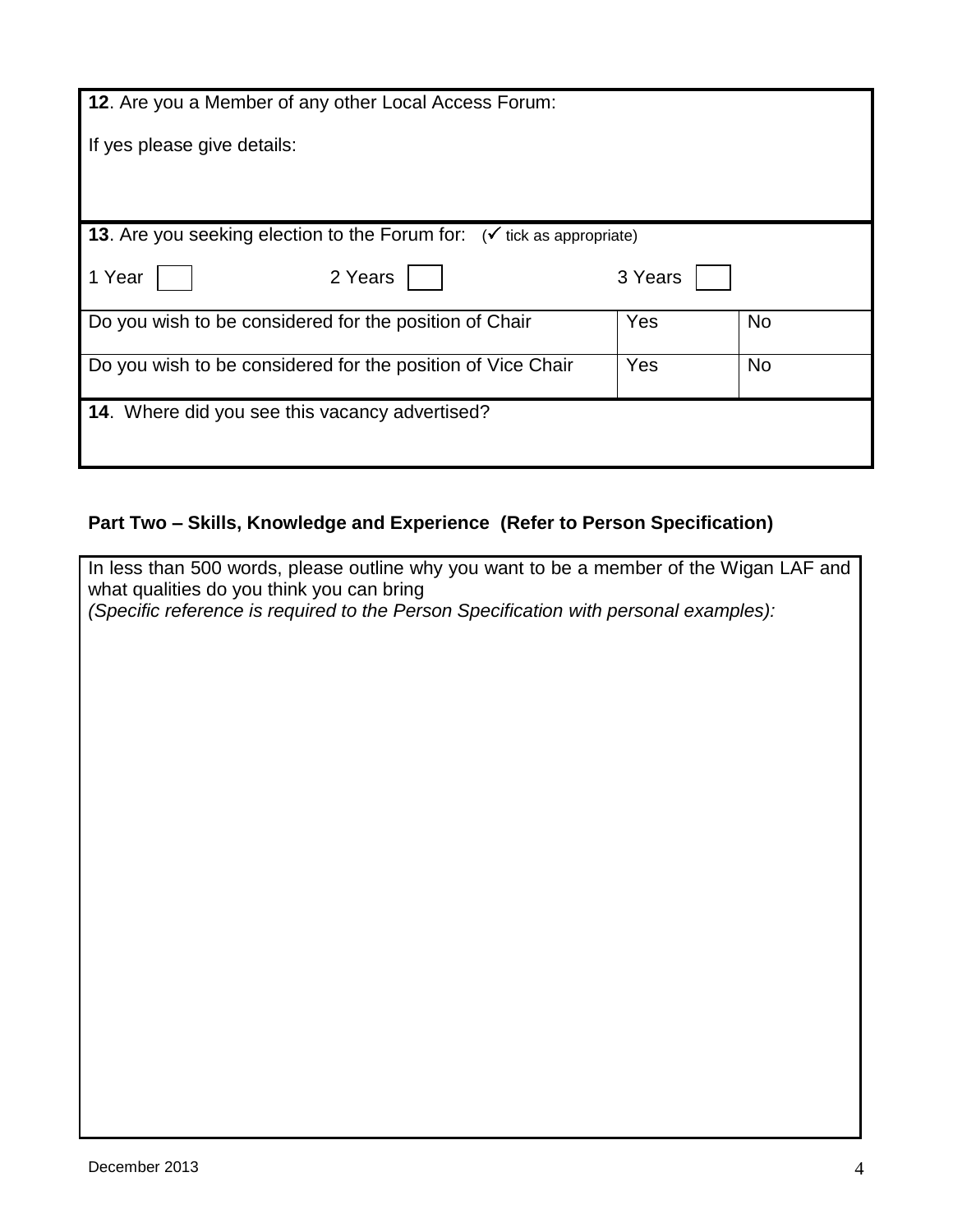| **12**. Are you a Member of any other Local Access Forum: | | |
|---|---|---|
| If yes please give details: | | |
| **13**. Are you seeking election to the Forum for: (✓ tick as appropriate) | | |
| 1 Year ☐ 2 Years ☐ | 3 Years ☐ | |
| Do you wish to be considered for the position of Chair | Yes | No |
| Do you wish to be considered for the position of Vice Chair | Yes | No |
| **14**. Where did you see this vacancy advertised? | | |

**Part Two – Skills, Knowledge and Experience (Refer to Person Specification)**

| In less than 500 words, please outline why you want to be a member of the Wigan LAF and what qualities do you think you can bring *(Specific reference is required to the Person Specification with personal examples):* |
|---|
| |

December 2013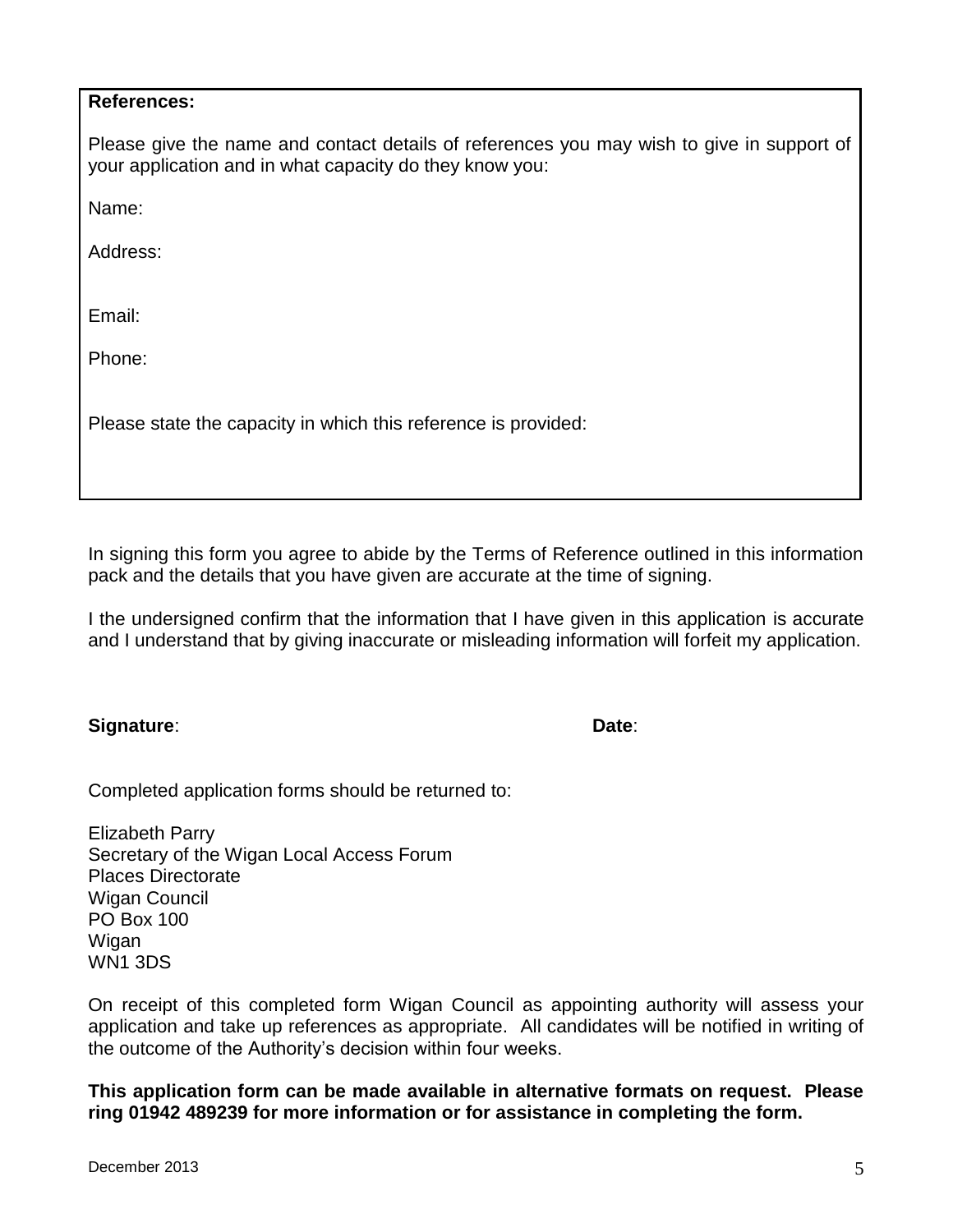**References:**

Please give the name and contact details of references you may wish to give in support of your application and in what capacity do they know you:

Name:

Address:

Email:

Phone:

Please state the capacity in which this reference is provided:

In signing this form you agree to abide by the Terms of Reference outlined in this information pack and the details that you have given are accurate at the time of signing.

I the undersigned confirm that the information that I have given in this application is accurate and I understand that by giving inaccurate or misleading information will forfeit my application.

**Signature**: **Date**:

Completed application forms should be returned to:

Elizabeth Parry
Secretary of the Wigan Local Access Forum
Places Directorate
Wigan Council
PO Box 100
Wigan
WN1 3DS

On receipt of this completed form Wigan Council as appointing authority will assess your application and take up references as appropriate. All candidates will be notified in writing of the outcome of the Authority's decision within four weeks.

**This application form can be made available in alternative formats on request. Please ring 01942 489239 for more information or for assistance in completing the form.**

December 2013